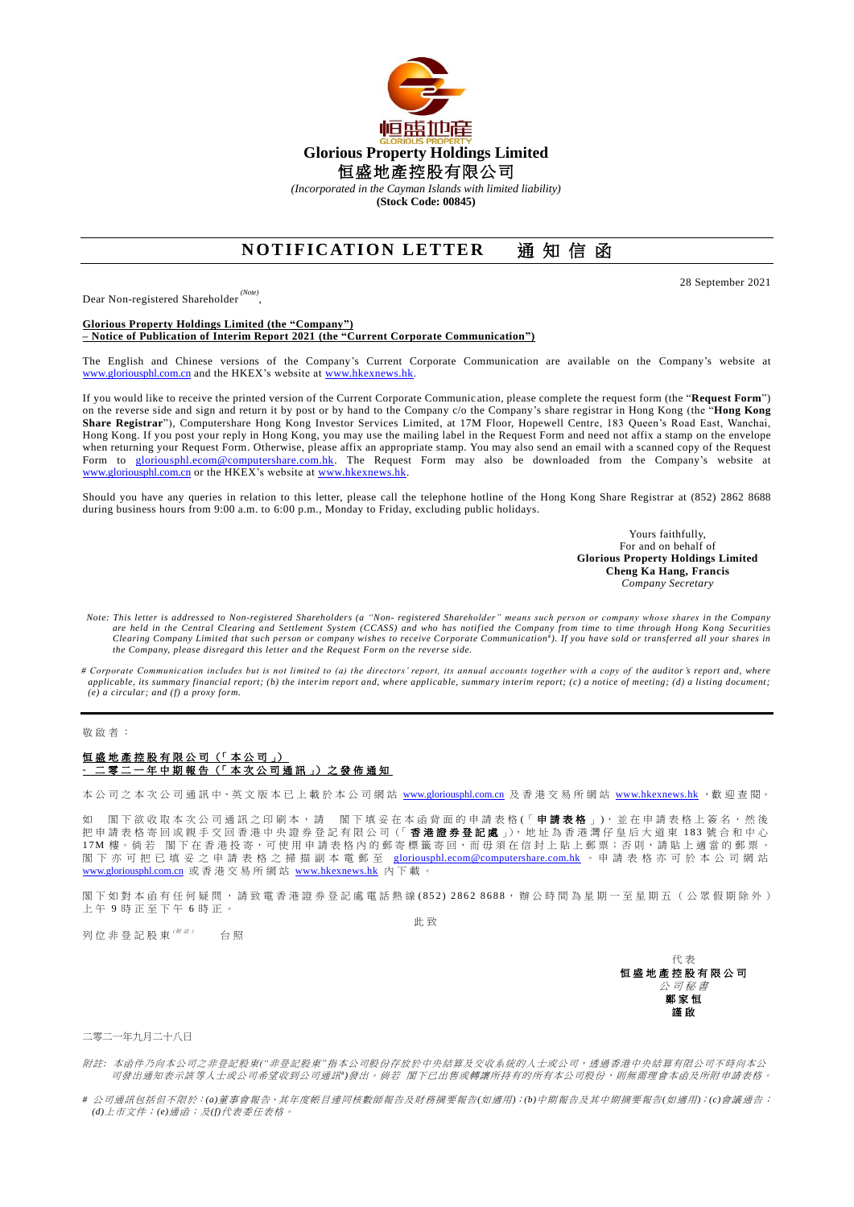恒盛地產
GLORIOUS PROPERTY

# Glorious Property Holdings Limited
# 恒盛地產控股有限公司

*(Incorporated in the Cayman Islands with limited liability)*
**(Stock Code: 00845)**

## NOTIFICATION LETTER 通知信函

28 September 2021

Dear Non-registered Shareholder (Note),

**Glorious Property Holdings Limited (the "Company")**
**– Notice of Publication of Interim Report 2021 (the "Current Corporate Communication")**

The English and Chinese versions of the Company's Current Corporate Communication are available on the Company's website at www.gloriousphl.com.cn and the HKEX's website at www.hkexnews.hk.

If you would like to receive the printed version of the Current Corporate Communication, please complete the request form (the "**Request Form**") on the reverse side and sign and return it by post or by hand to the Company c/o the Company's share registrar in Hong Kong (the "**Hong Kong Share Registrar**"), Computershare Hong Kong Investor Services Limited, at 17M Floor, Hopewell Centre, 183 Queen's Road East, Wanchai, Hong Kong. If you post your reply in Hong Kong, you may use the mailing label in the Request Form and need not affix a stamp on the envelope when returning your Request Form. Otherwise, please affix an appropriate stamp. You may also send an email with a scanned copy of the Request Form to gloriousphl.ecom@computershare.com.hk. The Request Form may also be downloaded from the Company's website at www.gloriousphl.com.cn or the HKEX's website at www.hkexnews.hk.

Should you have any queries in relation to this letter, please call the telephone hotline of the Hong Kong Share Registrar at (852) 2862 8688 during business hours from 9:00 a.m. to 6:00 p.m., Monday to Friday, excluding public holidays.

Yours faithfully,
For and on behalf of
**Glorious Property Holdings Limited**
**Cheng Ka Hang, Francis**
*Company Secretary*

*Note: This letter is addressed to Non-registered Shareholders (a "Non- registered Shareholder" means such person or company whose shares in the Company are held in the Central Clearing and Settlement System (CCASS) and who has notified the Company from time to time through Hong Kong Securities Clearing Company Limited that such person or company wishes to receive Corporate Communication#). If you have sold or transferred all your shares in the Company, please disregard this letter and the Request Form on the reverse side.*

*# Corporate Communication includes but is not limited to (a) the directors' report, its annual accounts together with a copy of the auditor's report and, where applicable, its summary financial report; (b) the interim report and, where applicable, summary interim report; (c) a notice of meeting; (d) a listing document; (e) a circular; and (f) a proxy form.*

---

敬啟者：

**恒盛地產控股有限公司（「本公司」）**
**－二零二一年中期報告（「本次公司通訊」）之發佈通知**

本公司之本次公司通訊中、英文版本已上載於本公司網站 www.gloriousphl.com.cn 及香港交易所網站 www.hkexnews.hk ，歡迎查閱。

如 閣下欲收取本次公司通訊之印刷本，請 閣下填妥在本函背面的申請表格（「**申請表格**」），並在申請表格上簽名，然後把申請表格寄回或親手交回香港中央證券登記有限公司（「**香港證券登記處**」），地址為香港灣仔皇后大道東 183 號合和中心 17M 樓。倘若 閣下在香港投寄，可使用申請表格內的郵寄標籤寄回，而毋須在信封上貼上郵票；否則，請貼上適當的郵票。閣下亦可把已填妥之申請表格之掃描副本電郵至 gloriousphl.ecom@computershare.com.hk 。申請表格亦可於本公司網站 www.gloriousphl.com.cn 或香港交易所網站 www.hkexnews.hk 內下載。

閣下如對本函有任何疑問，請致電香港證券登記處電話熱線(852) 2862 8688，辦公時間為星期一至星期五（公眾假期除外）上午 9 時正至下午 6 時正。

此致

列位非登記股東(附註) 台照

代表
**恒盛地產控股有限公司**
*公司秘書*
**鄭家恒**
**謹啟**

二零二一年九月二十八日

*附註：本函件乃向本公司之非登記股東("非登記股東"指本公司股份存放於中央結算及交收系統的人士或公司，透過香港中央結算有限公司不時向本公司發出通知表示該等人士或公司希望收到公司通訊#)發出。倘若 閣下已出售或轉讓所持有的所有本公司股份，則無需理會本函及所附申請表格。*

*# 公司通訊包括但不限於：(a)董事會報告、其年度帳目連同核數師報告及財務摘要報告(如適用)；(b)中期報告及其中期摘要報告(如適用)；(c)會議通告；(d)上市文件；(e)通函；及(f)代表委任表格。*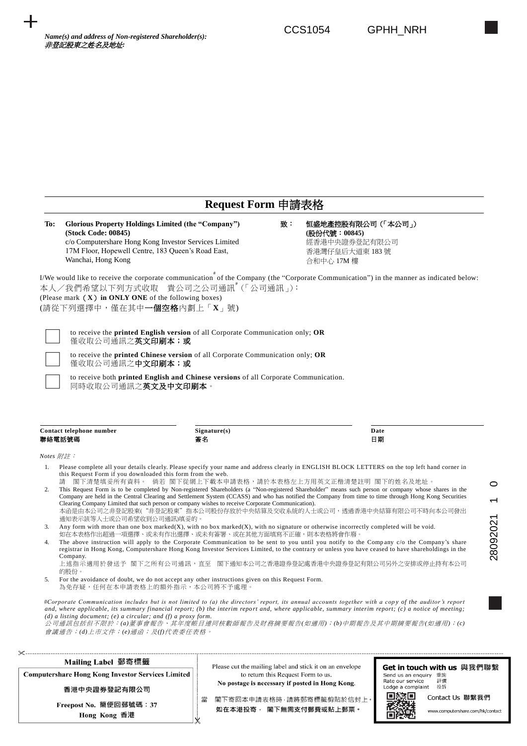CCS1054 GPHH_NRH

*Name(s) and address of Non-registered Shareholder(s):*
*非登記股東之姓名及地址:*

# Request Form 申請表格

**To: Glorious Property Holdings Limited (the "Company")**
**(Stock Code: 00845)**
c/o Computershare Hong Kong Investor Services Limited
17M Floor, Hopewell Centre, 183 Queen's Road East,
Wanchai, Hong Kong

**致： 恒盛地產控股有限公司(「本公司」)**
**(股份代號：00845)**
經香港中央證券登記有限公司
香港灣仔皇后大道東183號
合和中心17M樓

I/We would like to receive the corporate communication# of the Company (the "Corporate Communication") in the manner as indicated below:
本人／我們希望以下列方式收取 貴公司之公司通訊#(「公司通訊」)：
(Please mark (**X**) **in ONLY ONE** of the following boxes)
(請從下列選擇中，僅在其中**一個空格**內劃上「**X**」號)

☐ to receive the **printed English version** of all Corporate Communication only; **OR**
僅收取公司通訊之**英文印刷本；或**

☐ to receive the **printed Chinese version** of all Corporate Communication only; **OR**
僅收取公司通訊之**中文印刷本；或**

☐ to receive both **printed English and Chinese versions** of all Corporate Communication.
同時收取公司通訊之**英文及中文印刷本**。

| **Contact telephone number** 聯絡電話號碼 | **Signature(s)** 簽名 | **Date** 日期 |
|---|---|---|
| | | |

*Notes 附註：*

1. Please complete all your details clearly. Please specify your name and address clearly in ENGLISH BLOCK LETTERS on the top left hand corner in this Request Form if you downloaded this form from the web.
請 閣下清楚填妥所有資料。 倘若 閣下從網上下載本申請表格，請於本表格左上方用英文正楷清楚註明 閣下的姓名及地址。
2. This Request Form is to be completed by Non-registered Shareholders (a "Non-registered Shareholder" means such person or company whose shares in the Company are held in the Central Clearing and Settlement System (CCASS) and who has notified the Company from time to time through Hong Kong Securities Clearing Company Limited that such person or company wishes to receive Corporate Communication).
本函是由本公司之非登記股東("非登記股東"指本公司股份存放於中央結算及交收系統的人士或公司，透過香港中央結算有限公司不時向本公司發出通知表示該等人士或公司希望收到公司通訊)填妥的。
3. Any form with more than one box marked(X), with no box marked(X), with no signature or otherwise incorrectly completed will be void.
如在本表格作出超過一項選擇、或未有作出選擇、或未有簽署、或在其他方面填寫不正確，則本表格將會作廢。
4. The above instruction will apply to the Corporate Communication to be sent to you until you notify to the Company c/o the Company's share registrar in Hong Kong, Computershare Hong Kong Investor Services Limited, to the contrary or unless you have ceased to have shareholdings in the Company.
上述指示適用於發送予 閣下之所有公司通訊，直至 閣下通知本公司之香港證券登記處香港中央證券登記有限公司另外之安排或停止持有本公司的股份。
5. For the avoidance of doubt, we do not accept any other instructions given on this Request Form.
為免存疑，任何在本申請表格上的額外指示，本公司將不予處理。

*#Corporate Communication includes but is not limited to (a) the directors' report, its annual accounts together with a copy of the auditor's report and, where applicable, its summary financial report; (b) the interim report and, where applicable, summary interim report; (c) a notice of meeting; (d) a listing document; (e) a circular; and (f) a proxy form.*
*公司通訊包括但不限於：(a)董事會報告、其年度帳目連同核數師報告及財務摘要報告(如適用)；(b)中期報告及其中期摘要報告(如適用)；(c)會議通告；(d)上市文件；(e)通函；及(f)代表委任表格。*

28092021 1 0

**Mailing Label 郵寄標籤**
**Computershare Hong Kong Investor Services Limited**
**香港中央證券登記有限公司**
**Freepost No. 簡便回郵號碼：37**
**Hong Kong 香港**

Please cut the mailing label and stick it on an envelope to return this Request Form to us.
**No postage is necessary if posted in Hong Kong.**
當 閣下寄回本申請表格時，請將郵寄標籤剪貼於信封上。
**如在本港投寄， 閣下無需支付郵費或貼上郵票。**

**Get in touch with us 與我們聯繫**
Send us an enquiry 查詢
Rate our service 評價
Lodge a complaint 投訴
Contact Us 聯繫我們
www.computershare.com/hk/contact